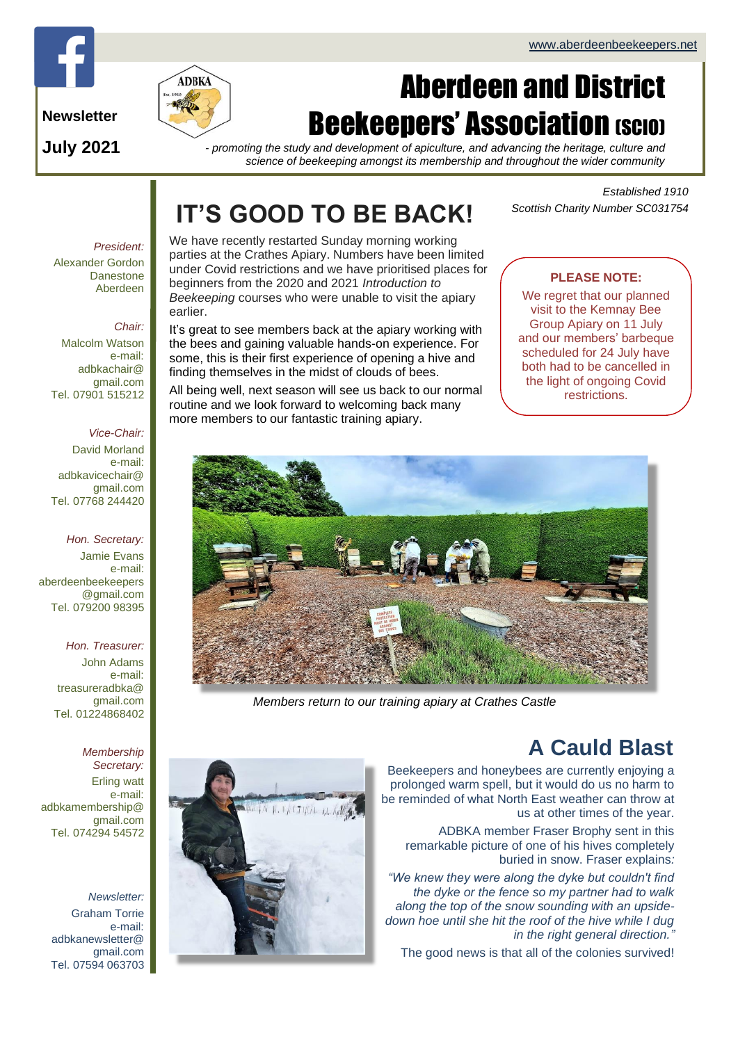www.aberdeenbeekeepers.net

Newsletter

July 2021

# Aberdeen and District Beekeepers' Association (SCIO)

*- promoting the study and development of apiculture, and advancing the heritage, culture and science of beekeeping amongst its membership and throughout the wider community*

*Established 1910*
*Scottish Charity Number SC031754*

*President:*
Alexander Gordon
Danestone
Aberdeen

*Chair:*
Malcolm Watson
e-mail:
adbkachair@gmail.com
Tel. 07901 515212

*Vice-Chair:*
David Morland
e-mail:
adbkavicechair@gmail.com
Tel. 07768 244420

*Hon. Secretary:*
Jamie Evans
e-mail:
aberdeenbeekeepers@gmail.com
Tel. 079200 98395

*Hon. Treasurer:*
John Adams
e-mail:
treasureradbka@gmail.com
Tel. 01224868402

*Membership Secretary:*
Erling watt
e-mail:
adbkamembership@gmail.com
Tel. 074294 54572

*Newsletter:*
Graham Torrie
e-mail:
adbkanewsletter@gmail.com
Tel. 07594 063703

## IT'S GOOD TO BE BACK!

We have recently restarted Sunday morning working parties at the Crathes Apiary. Numbers have been limited under Covid restrictions and we have prioritised places for beginners from the 2020 and 2021 *Introduction to Beekeeping* courses who were unable to visit the apiary earlier.

It's great to see members back at the apiary working with the bees and gaining valuable hands-on experience. For some, this is their first experience of opening a hive and finding themselves in the midst of clouds of bees.

All being well, next season will see us back to our normal routine and we look forward to welcoming back many more members to our fantastic training apiary.

**PLEASE NOTE:**

We regret that our planned visit to the Kemnay Bee Group Apiary on 11 July and our members' barbeque scheduled for 24 July have both had to be cancelled in the light of ongoing Covid restrictions.

*Members return to our training apiary at Crathes Castle*

## A Cauld Blast

Beekeepers and honeybees are currently enjoying a prolonged warm spell, but it would do us no harm to be reminded of what North East weather can throw at us at other times of the year.

ADBKA member Fraser Brophy sent in this remarkable picture of one of his hives completely buried in snow. Fraser explains:

*"We knew they were along the dyke but couldn't find the dyke or the fence so my partner had to walk along the top of the snow sounding with an upside-down hoe until she hit the roof of the hive while I dug in the right general direction."*

The good news is that all of the colonies survived!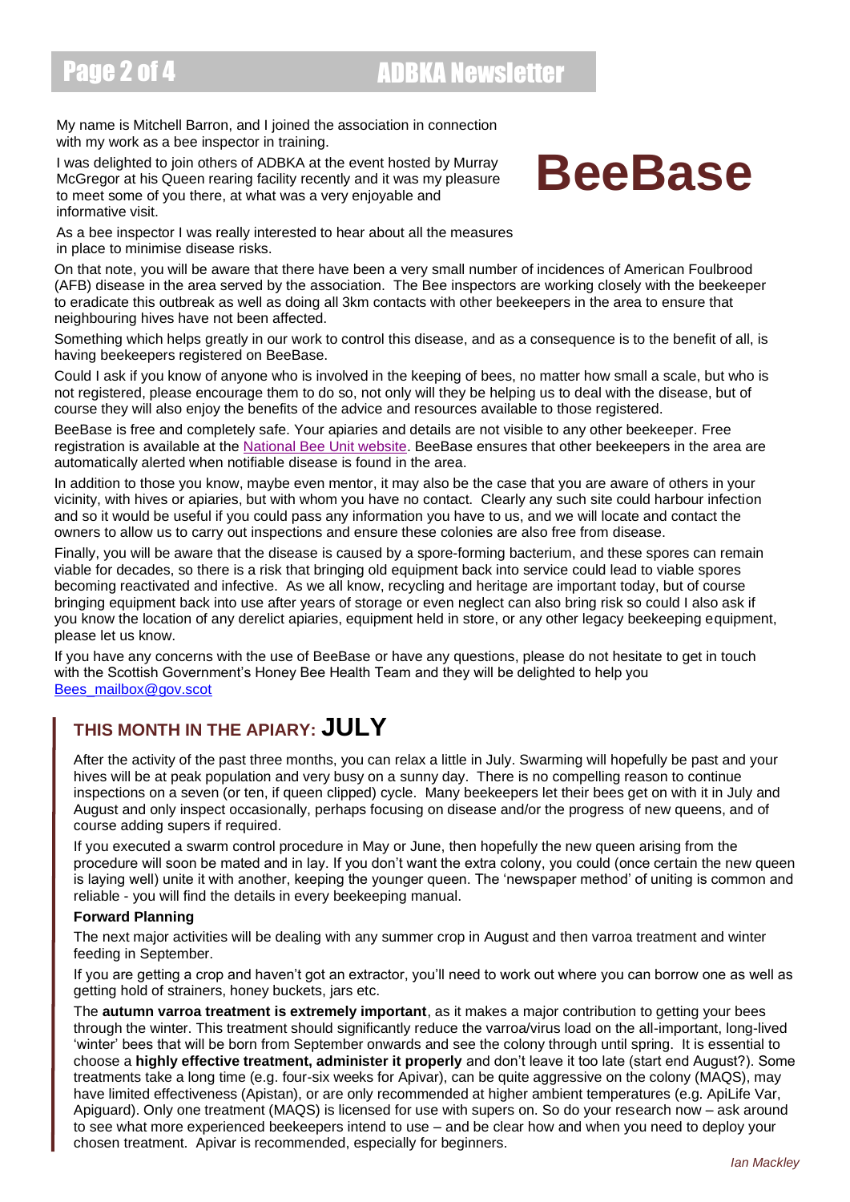# BeeBase

My name is Mitchell Barron, and I joined the association in connection with my work as a bee inspector in training.

I was delighted to join others of ADBKA at the event hosted by Murray McGregor at his Queen rearing facility recently and it was my pleasure to meet some of you there, at what was a very enjoyable and informative visit.

As a bee inspector I was really interested to hear about all the measures in place to minimise disease risks.

On that note, you will be aware that there have been a very small number of incidences of American Foulbrood (AFB) disease in the area served by the association. The Bee inspectors are working closely with the beekeeper to eradicate this outbreak as well as doing all 3km contacts with other beekeepers in the area to ensure that neighbouring hives have not been affected.

Something which helps greatly in our work to control this disease, and as a consequence is to the benefit of all, is having beekeepers registered on BeeBase.

Could I ask if you know of anyone who is involved in the keeping of bees, no matter how small a scale, but who is not registered, please encourage them to do so, not only will they be helping us to deal with the disease, but of course they will also enjoy the benefits of the advice and resources available to those registered.

BeeBase is free and completely safe. Your apiaries and details are not visible to any other beekeeper. Free registration is available at the National Bee Unit website. BeeBase ensures that other beekeepers in the area are automatically alerted when notifiable disease is found in the area.

In addition to those you know, maybe even mentor, it may also be the case that you are aware of others in your vicinity, with hives or apiaries, but with whom you have no contact. Clearly any such site could harbour infection and so it would be useful if you could pass any information you have to us, and we will locate and contact the owners to allow us to carry out inspections and ensure these colonies are also free from disease.

Finally, you will be aware that the disease is caused by a spore-forming bacterium, and these spores can remain viable for decades, so there is a risk that bringing old equipment back into service could lead to viable spores becoming reactivated and infective. As we all know, recycling and heritage are important today, but of course bringing equipment back into use after years of storage or even neglect can also bring risk so could I also ask if you know the location of any derelict apiaries, equipment held in store, or any other legacy beekeeping equipment, please let us know.

If you have any concerns with the use of BeeBase or have any questions, please do not hesitate to get in touch with the Scottish Government's Honey Bee Health Team and they will be delighted to help you Bees_mailbox@gov.scot

## THIS MONTH IN THE APIARY: JULY

After the activity of the past three months, you can relax a little in July. Swarming will hopefully be past and your hives will be at peak population and very busy on a sunny day. There is no compelling reason to continue inspections on a seven (or ten, if queen clipped) cycle. Many beekeepers let their bees get on with it in July and August and only inspect occasionally, perhaps focusing on disease and/or the progress of new queens, and of course adding supers if required.

If you executed a swarm control procedure in May or June, then hopefully the new queen arising from the procedure will soon be mated and in lay. If you don't want the extra colony, you could (once certain the new queen is laying well) unite it with another, keeping the younger queen. The 'newspaper method' of uniting is common and reliable - you will find the details in every beekeeping manual.

### Forward Planning

The next major activities will be dealing with any summer crop in August and then varroa treatment and winter feeding in September.

If you are getting a crop and haven't got an extractor, you'll need to work out where you can borrow one as well as getting hold of strainers, honey buckets, jars etc.

The **autumn varroa treatment is extremely important**, as it makes a major contribution to getting your bees through the winter. This treatment should significantly reduce the varroa/virus load on the all-important, long-lived 'winter' bees that will be born from September onwards and see the colony through until spring. It is essential to choose a **highly effective treatment, administer it properly** and don't leave it too late (start end August?). Some treatments take a long time (e.g. four-six weeks for Apivar), can be quite aggressive on the colony (MAQS), may have limited effectiveness (Apistan), or are only recommended at higher ambient temperatures (e.g. ApiLife Var, Apiguard). Only one treatment (MAQS) is licensed for use with supers on. So do your research now – ask around to see what more experienced beekeepers intend to use – and be clear how and when you need to deploy your chosen treatment. Apivar is recommended, especially for beginners.

*Ian Mackley*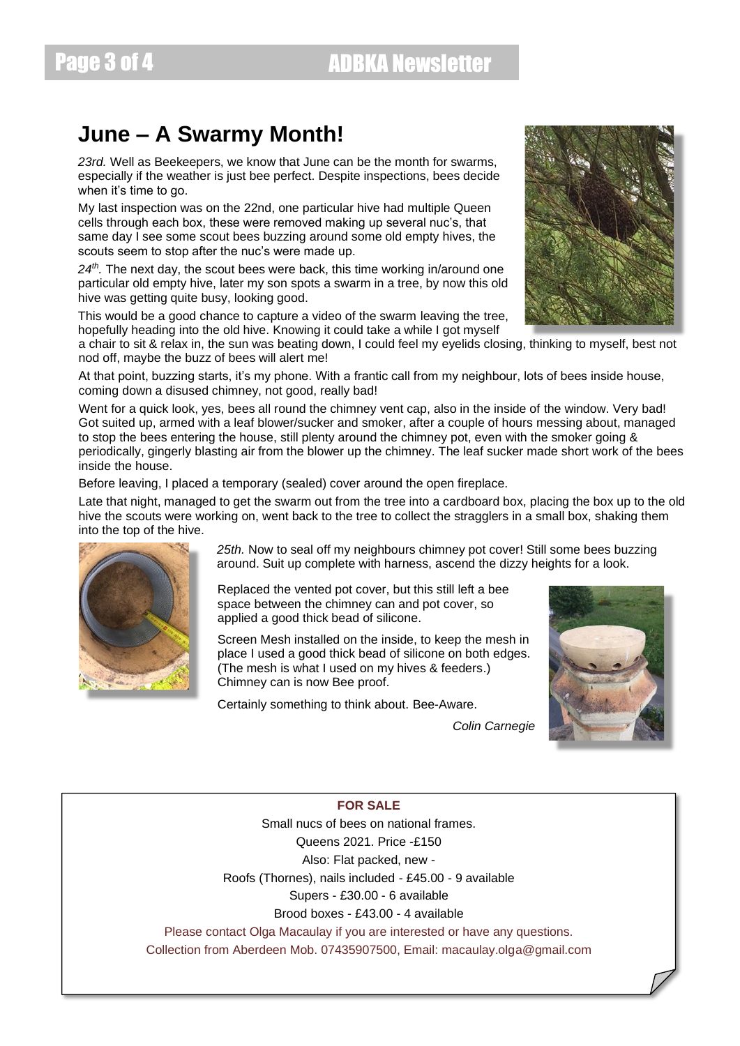## June – A Swarmy Month!

*23rd.* Well as Beekeepers, we know that June can be the month for swarms, especially if the weather is just bee perfect. Despite inspections, bees decide when it's time to go.

My last inspection was on the 22nd, one particular hive had multiple Queen cells through each box, these were removed making up several nuc's, that same day I see some scout bees buzzing around some old empty hives, the scouts seem to stop after the nuc's were made up.

*24th.* The next day, the scout bees were back, this time working in/around one particular old empty hive, later my son spots a swarm in a tree, by now this old hive was getting quite busy, looking good.

This would be a good chance to capture a video of the swarm leaving the tree, hopefully heading into the old hive. Knowing it could take a while I got myself a chair to sit & relax in, the sun was beating down, I could feel my eyelids closing, thinking to myself, best not nod off, maybe the buzz of bees will alert me!

At that point, buzzing starts, it's my phone. With a frantic call from my neighbour, lots of bees inside house, coming down a disused chimney, not good, really bad!

Went for a quick look, yes, bees all round the chimney vent cap, also in the inside of the window. Very bad! Got suited up, armed with a leaf blower/sucker and smoker, after a couple of hours messing about, managed to stop the bees entering the house, still plenty around the chimney pot, even with the smoker going & periodically, gingerly blasting air from the blower up the chimney. The leaf sucker made short work of the bees inside the house.

Before leaving, I placed a temporary (sealed) cover around the open fireplace.

Late that night, managed to get the swarm out from the tree into a cardboard box, placing the box up to the old hive the scouts were working on, went back to the tree to collect the stragglers in a small box, shaking them into the top of the hive.

*25th.* Now to seal off my neighbours chimney pot cover! Still some bees buzzing around. Suit up complete with harness, ascend the dizzy heights for a look.

Replaced the vented pot cover, but this still left a bee space between the chimney can and pot cover, so applied a good thick bead of silicone.

Screen Mesh installed on the inside, to keep the mesh in place I used a good thick bead of silicone on both edges. (The mesh is what I used on my hives & feeders.) Chimney can is now Bee proof.

Certainly something to think about. Bee-Aware.

*Colin Carnegie*

---

**FOR SALE**

Small nucs of bees on national frames.

Queens 2021. Price -£150

Also: Flat packed, new -

Roofs (Thornes), nails included - £45.00 - 9 available

Supers - £30.00 - 6 available

Brood boxes - £43.00 - 4 available

Please contact Olga Macaulay if you are interested or have any questions.

Collection from Aberdeen Mob. 07435907500, Email: macaulay.olga@gmail.com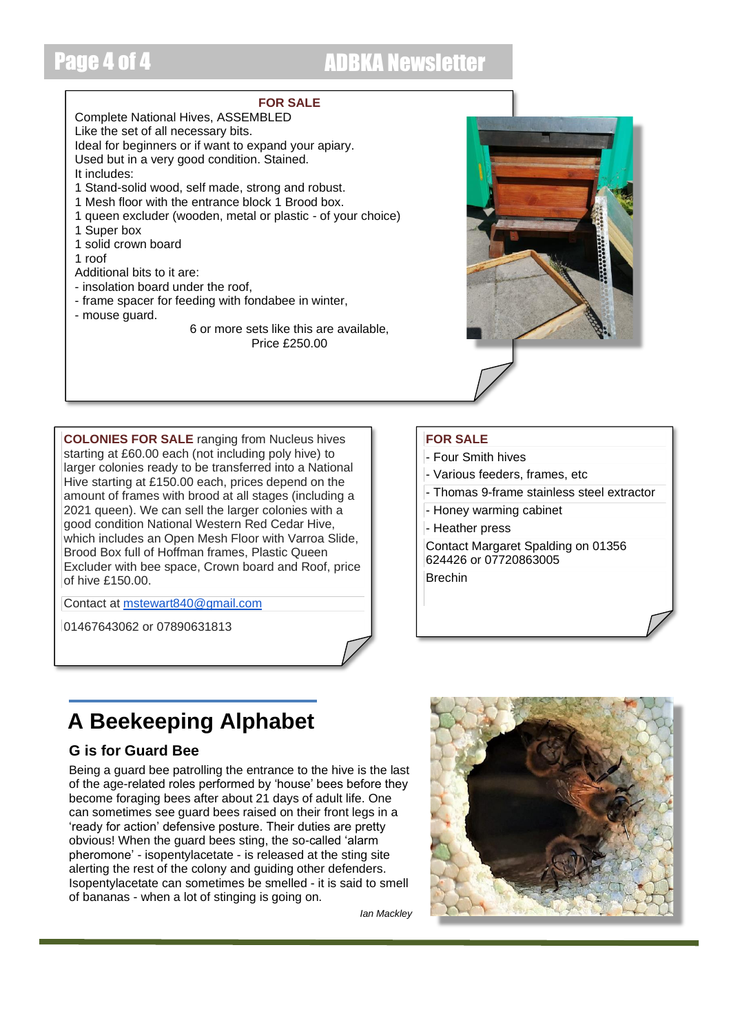**FOR SALE**

Complete National Hives, ASSEMBLED
Like the set of all necessary bits.
Ideal for beginners or if want to expand your apiary.
Used but in a very good condition. Stained.
It includes:
1 Stand-solid wood, self made, strong and robust.
1 Mesh floor with the entrance block 1 Brood box.
1 queen excluder (wooden, metal or plastic - of your choice)
1 Super box
1 solid crown board
1 roof
Additional bits to it are:
- insolation board under the roof,
- frame spacer for feeding with fondabee in winter,
- mouse guard.

6 or more sets like this are available,
Price £250.00

**COLONIES FOR SALE** ranging from Nucleus hives starting at £60.00 each (not including poly hive) to larger colonies ready to be transferred into a National Hive starting at £150.00 each, prices depend on the amount of frames with brood at all stages (including a 2021 queen). We can sell the larger colonies with a good condition National Western Red Cedar Hive, which includes an Open Mesh Floor with Varroa Slide, Brood Box full of Hoffman frames, Plastic Queen Excluder with bee space, Crown board and Roof, price of hive £150.00.

Contact at mstewart840@gmail.com

01467643062 or 07890631813

**FOR SALE**

- Four Smith hives
- Various feeders, frames, etc
- Thomas 9-frame stainless steel extractor
- Honey warming cabinet
- Heather press

Contact Margaret Spalding on 01356 624426 or 07720863005

Brechin

# A Beekeeping Alphabet

## G is for Guard Bee

Being a guard bee patrolling the entrance to the hive is the last of the age-related roles performed by 'house' bees before they become foraging bees after about 21 days of adult life. One can sometimes see guard bees raised on their front legs in a 'ready for action' defensive posture. Their duties are pretty obvious! When the guard bees sting, the so-called 'alarm pheromone' - isopentylacetate - is released at the sting site alerting the rest of the colony and guiding other defenders. Isopentylacetate can sometimes be smelled - it is said to smell of bananas - when a lot of stinging is going on.

*Ian Mackley*